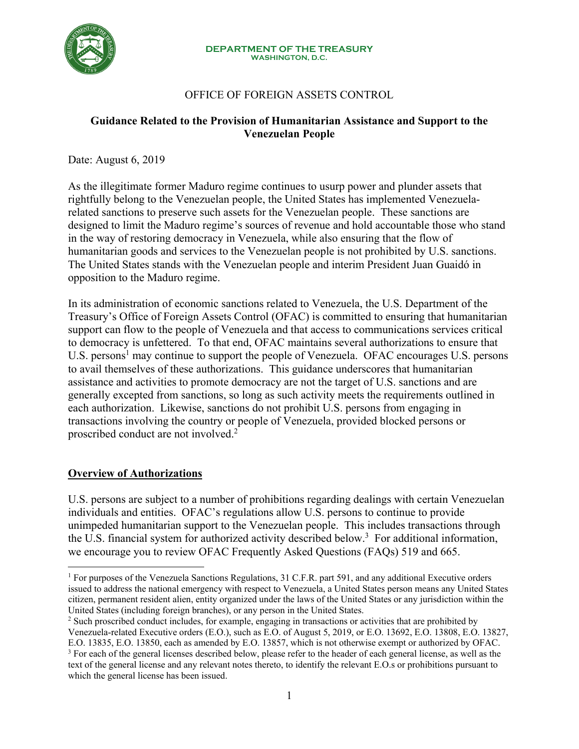**DEPARTMENT OF THE TREASURY**
**WASHINGTON, D.C.**

OFFICE OF FOREIGN ASSETS CONTROL

# Guidance Related to the Provision of Humanitarian Assistance and Support to the Venezuelan People

Date: August 6, 2019

As the illegitimate former Maduro regime continues to usurp power and plunder assets that rightfully belong to the Venezuelan people, the United States has implemented Venezuela-related sanctions to preserve such assets for the Venezuelan people. These sanctions are designed to limit the Maduro regime's sources of revenue and hold accountable those who stand in the way of restoring democracy in Venezuela, while also ensuring that the flow of humanitarian goods and services to the Venezuelan people is not prohibited by U.S. sanctions. The United States stands with the Venezuelan people and interim President Juan Guaidó in opposition to the Maduro regime.

In its administration of economic sanctions related to Venezuela, the U.S. Department of the Treasury's Office of Foreign Assets Control (OFAC) is committed to ensuring that humanitarian support can flow to the people of Venezuela and that access to communications services critical to democracy is unfettered. To that end, OFAC maintains several authorizations to ensure that U.S. persons[1] may continue to support the people of Venezuela. OFAC encourages U.S. persons to avail themselves of these authorizations. This guidance underscores that humanitarian assistance and activities to promote democracy are not the target of U.S. sanctions and are generally excepted from sanctions, so long as such activity meets the requirements outlined in each authorization. Likewise, sanctions do not prohibit U.S. persons from engaging in transactions involving the country or people of Venezuela, provided blocked persons or proscribed conduct are not involved.[2]

## Overview of Authorizations

U.S. persons are subject to a number of prohibitions regarding dealings with certain Venezuelan individuals and entities. OFAC's regulations allow U.S. persons to continue to provide unimpeded humanitarian support to the Venezuelan people. This includes transactions through the U.S. financial system for authorized activity described below.[3] For additional information, we encourage you to review OFAC Frequently Asked Questions (FAQs) 519 and 665.

---

[1] For purposes of the Venezuela Sanctions Regulations, 31 C.F.R. part 591, and any additional Executive orders issued to address the national emergency with respect to Venezuela, a United States person means any United States citizen, permanent resident alien, entity organized under the laws of the United States or any jurisdiction within the United States (including foreign branches), or any person in the United States.

[2] Such proscribed conduct includes, for example, engaging in transactions or activities that are prohibited by Venezuela-related Executive orders (E.O.), such as E.O. of August 5, 2019, or E.O. 13692, E.O. 13808, E.O. 13827, E.O. 13835, E.O. 13850, each as amended by E.O. 13857, which is not otherwise exempt or authorized by OFAC.

[3] For each of the general licenses described below, please refer to the header of each general license, as well as the text of the general license and any relevant notes thereto, to identify the relevant E.O.s or prohibitions pursuant to which the general license has been issued.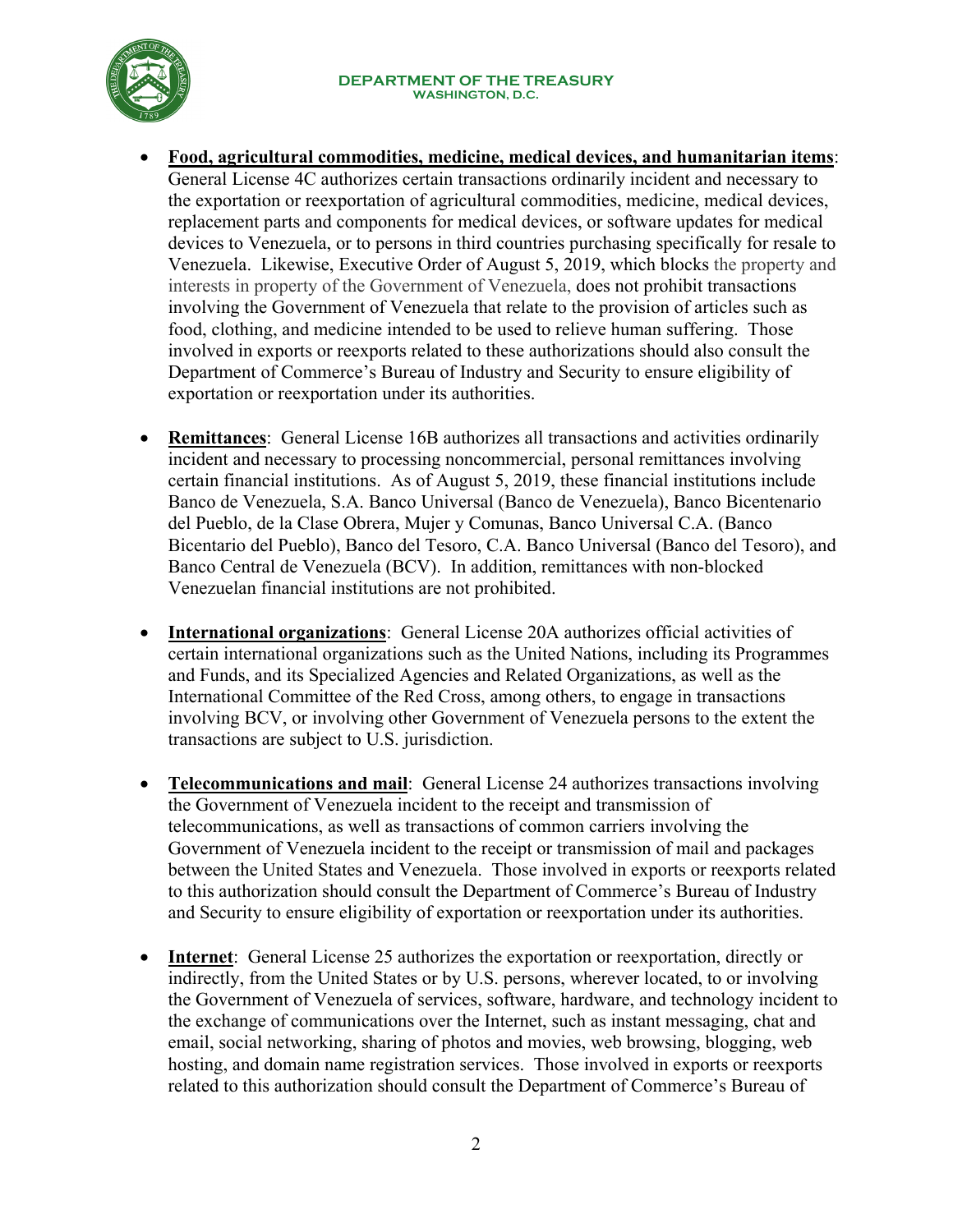- **Food, agricultural commodities, medicine, medical devices, and humanitarian items**: General License 4C authorizes certain transactions ordinarily incident and necessary to the exportation or reexportation of agricultural commodities, medicine, medical devices, replacement parts and components for medical devices, or software updates for medical devices to Venezuela, or to persons in third countries purchasing specifically for resale to Venezuela. Likewise, Executive Order of August 5, 2019, which blocks the property and interests in property of the Government of Venezuela, does not prohibit transactions involving the Government of Venezuela that relate to the provision of articles such as food, clothing, and medicine intended to be used to relieve human suffering. Those involved in exports or reexports related to these authorizations should also consult the Department of Commerce's Bureau of Industry and Security to ensure eligibility of exportation or reexportation under its authorities.

- **Remittances**: General License 16B authorizes all transactions and activities ordinarily incident and necessary to processing noncommercial, personal remittances involving certain financial institutions. As of August 5, 2019, these financial institutions include Banco de Venezuela, S.A. Banco Universal (Banco de Venezuela), Banco Bicentenario del Pueblo, de la Clase Obrera, Mujer y Comunas, Banco Universal C.A. (Banco Bicentario del Pueblo), Banco del Tesoro, C.A. Banco Universal (Banco del Tesoro), and Banco Central de Venezuela (BCV). In addition, remittances with non-blocked Venezuelan financial institutions are not prohibited.

- **International organizations**: General License 20A authorizes official activities of certain international organizations such as the United Nations, including its Programmes and Funds, and its Specialized Agencies and Related Organizations, as well as the International Committee of the Red Cross, among others, to engage in transactions involving BCV, or involving other Government of Venezuela persons to the extent the transactions are subject to U.S. jurisdiction.

- **Telecommunications and mail**: General License 24 authorizes transactions involving the Government of Venezuela incident to the receipt and transmission of telecommunications, as well as transactions of common carriers involving the Government of Venezuela incident to the receipt or transmission of mail and packages between the United States and Venezuela. Those involved in exports or reexports related to this authorization should consult the Department of Commerce's Bureau of Industry and Security to ensure eligibility of exportation or reexportation under its authorities.

- **Internet**: General License 25 authorizes the exportation or reexportation, directly or indirectly, from the United States or by U.S. persons, wherever located, to or involving the Government of Venezuela of services, software, hardware, and technology incident to the exchange of communications over the Internet, such as instant messaging, chat and email, social networking, sharing of photos and movies, web browsing, blogging, web hosting, and domain name registration services. Those involved in exports or reexports related to this authorization should consult the Department of Commerce's Bureau of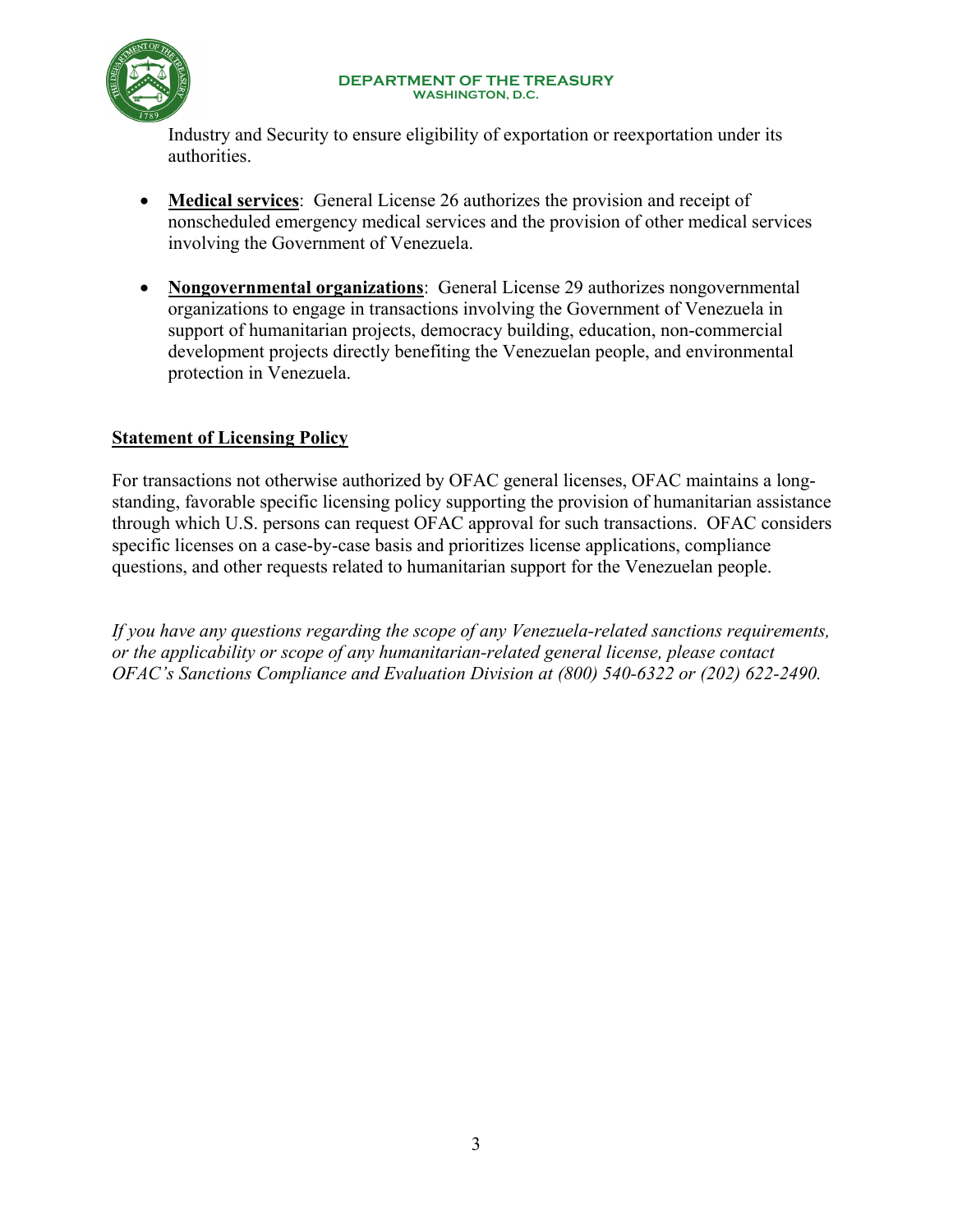Industry and Security to ensure eligibility of exportation or reexportation under its authorities.

- **Medical services**: General License 26 authorizes the provision and receipt of nonscheduled emergency medical services and the provision of other medical services involving the Government of Venezuela.

- **Nongovernmental organizations**: General License 29 authorizes nongovernmental organizations to engage in transactions involving the Government of Venezuela in support of humanitarian projects, democracy building, education, non-commercial development projects directly benefiting the Venezuelan people, and environmental protection in Venezuela.

**Statement of Licensing Policy**

For transactions not otherwise authorized by OFAC general licenses, OFAC maintains a long-standing, favorable specific licensing policy supporting the provision of humanitarian assistance through which U.S. persons can request OFAC approval for such transactions. OFAC considers specific licenses on a case-by-case basis and prioritizes license applications, compliance questions, and other requests related to humanitarian support for the Venezuelan people.

*If you have any questions regarding the scope of any Venezuela-related sanctions requirements, or the applicability or scope of any humanitarian-related general license, please contact OFAC's Sanctions Compliance and Evaluation Division at (800) 540-6322 or (202) 622-2490.*